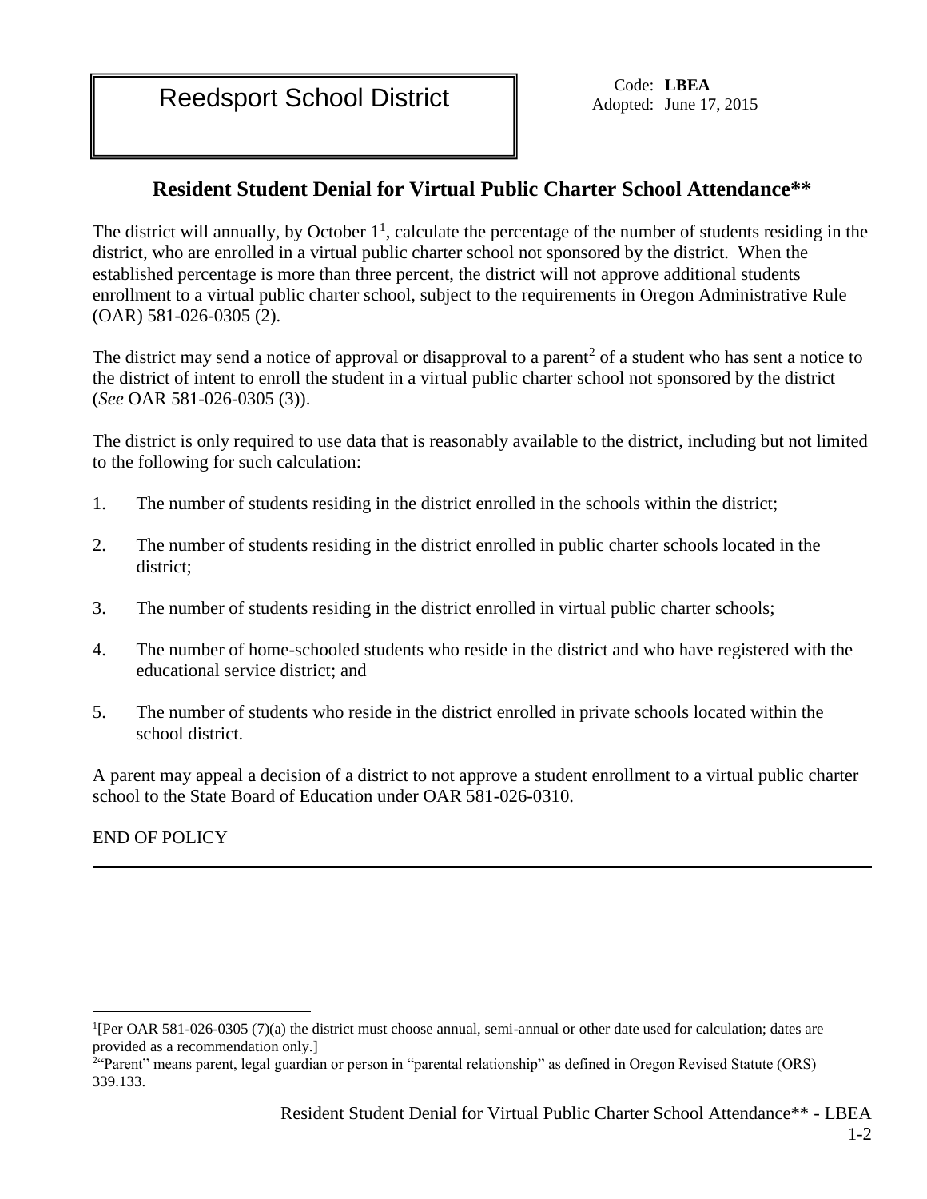Reedsport School District

Code: **LBEA**
Adopted: June 17, 2015

## Resident Student Denial for Virtual Public Charter School Attendance**

The district will annually, by October 1[1], calculate the percentage of the number of students residing in the district, who are enrolled in a virtual public charter school not sponsored by the district. When the established percentage is more than three percent, the district will not approve additional students enrollment to a virtual public charter school, subject to the requirements in Oregon Administrative Rule (OAR) 581-026-0305 (2).

The district may send a notice of approval or disapproval to a parent[2] of a student who has sent a notice to the district of intent to enroll the student in a virtual public charter school not sponsored by the district (*See* OAR 581-026-0305 (3)).

The district is only required to use data that is reasonably available to the district, including but not limited to the following for such calculation:

1. The number of students residing in the district enrolled in the schools within the district;
2. The number of students residing in the district enrolled in public charter schools located in the district;
3. The number of students residing in the district enrolled in virtual public charter schools;
4. The number of home-schooled students who reside in the district and who have registered with the educational service district; and
5. The number of students who reside in the district enrolled in private schools located within the school district.

A parent may appeal a decision of a district to not approve a student enrollment to a virtual public charter school to the State Board of Education under OAR 581-026-0310.

END OF POLICY

---

[1][Per OAR 581-026-0305 (7)(a) the district must choose annual, semi-annual or other date used for calculation; dates are provided as a recommendation only.]

[2]"Parent" means parent, legal guardian or person in "parental relationship" as defined in Oregon Revised Statute (ORS) 339.133.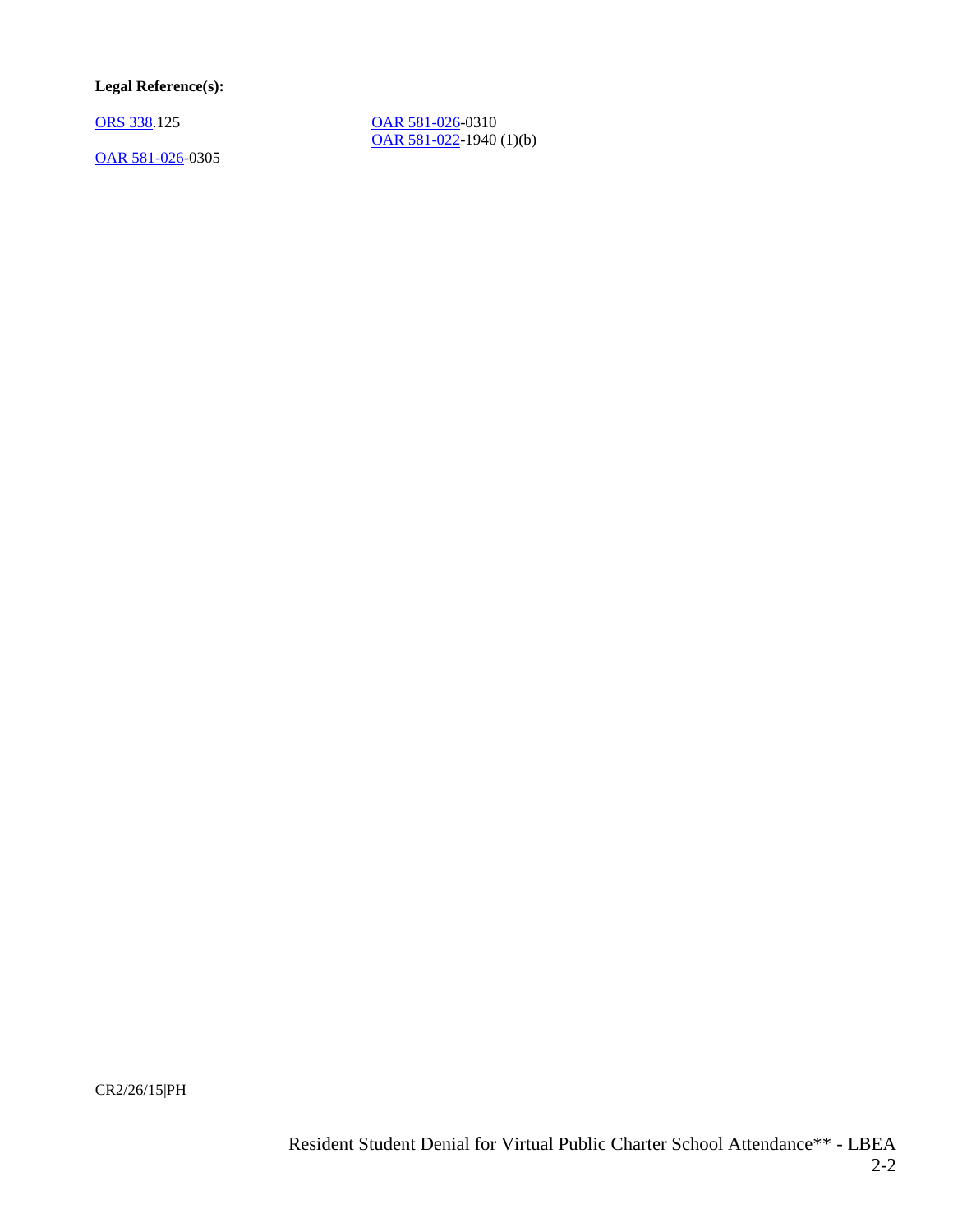**Legal Reference(s):**

ORS 338.125

OAR 581-026-0305

OAR 581-026-0310

OAR 581-022-1940 (1)(b)

CR2/26/15|PH